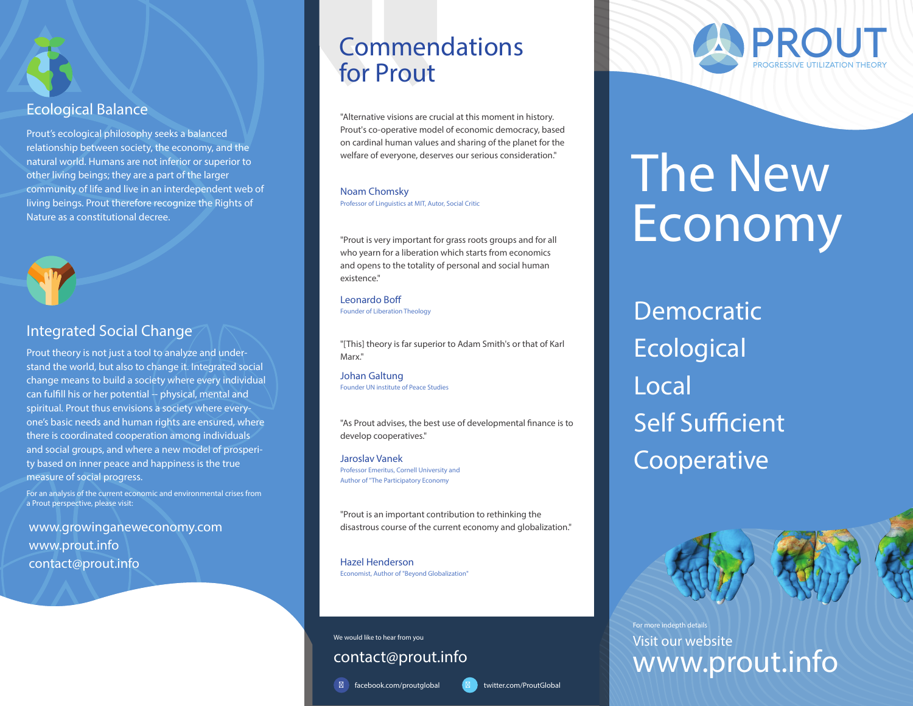## Ecological Balance

Prout's ecological philosophy seeks a balanced relationship between society, the economy, and the natural world. Humans are not inferior or superior to other living beings; they are a part of the larger community of life and live in an interdependent web of living beings. Prout therefore recognize the Rights of Nature as a constitutional decree.

## Integrated Social Change

Prout theory is not just a tool to analyze and understand the world, but also to change it. Integrated social change means to build a society where every individual can fulfill his or her potential -- physical, mental and spiritual. Prout thus envisions a society where everyone's basic needs and human rights are ensured, where there is coordinated cooperation among individuals and social groups, and where a new model of prosperity based on inner peace and happiness is the true measure of social progress.

For an analysis of the current economic and environmental crises from a Prout perspective, please visit:

www.growinganeweconomy.com
www.prout.info
contact@prout.info

# Commendations for Prout

"Alternative visions are crucial at this moment in history. Prout's co-operative model of economic democracy, based on cardinal human values and sharing of the planet for the welfare of everyone, deserves our serious consideration."

**Noam Chomsky**
Professor of Linguistics at MIT, Autor, Social Critic

"Prout is very important for grass roots groups and for all who yearn for a liberation which starts from economics and opens to the totality of personal and social human existence."

**Leonardo Boff**
Founder of Liberation Theology

"[This] theory is far superior to Adam Smith's or that of Karl Marx."

**Johan Galtung**
Founder UN institute of Peace Studies

"As Prout advises, the best use of developmental finance is to develop cooperatives."

**Jaroslav Vanek**
Professor Emeritus, Cornell University and Author of "The Participatory Economy

"Prout is an important contribution to rethinking the disastrous course of the current economy and globalization."

**Hazel Henderson**
Economist, Author of "Beyond Globalization"

We would like to hear from you

contact@prout.info

facebook.com/proutglobal
twitter.com/ProutGlobal

PROUT
PROGRESSIVE UTILIZATION THEORY

# The New Economy

Democratic
Ecological
Local
Self Sufficient
Cooperative

For more indepth details
Visit our website
www.prout.info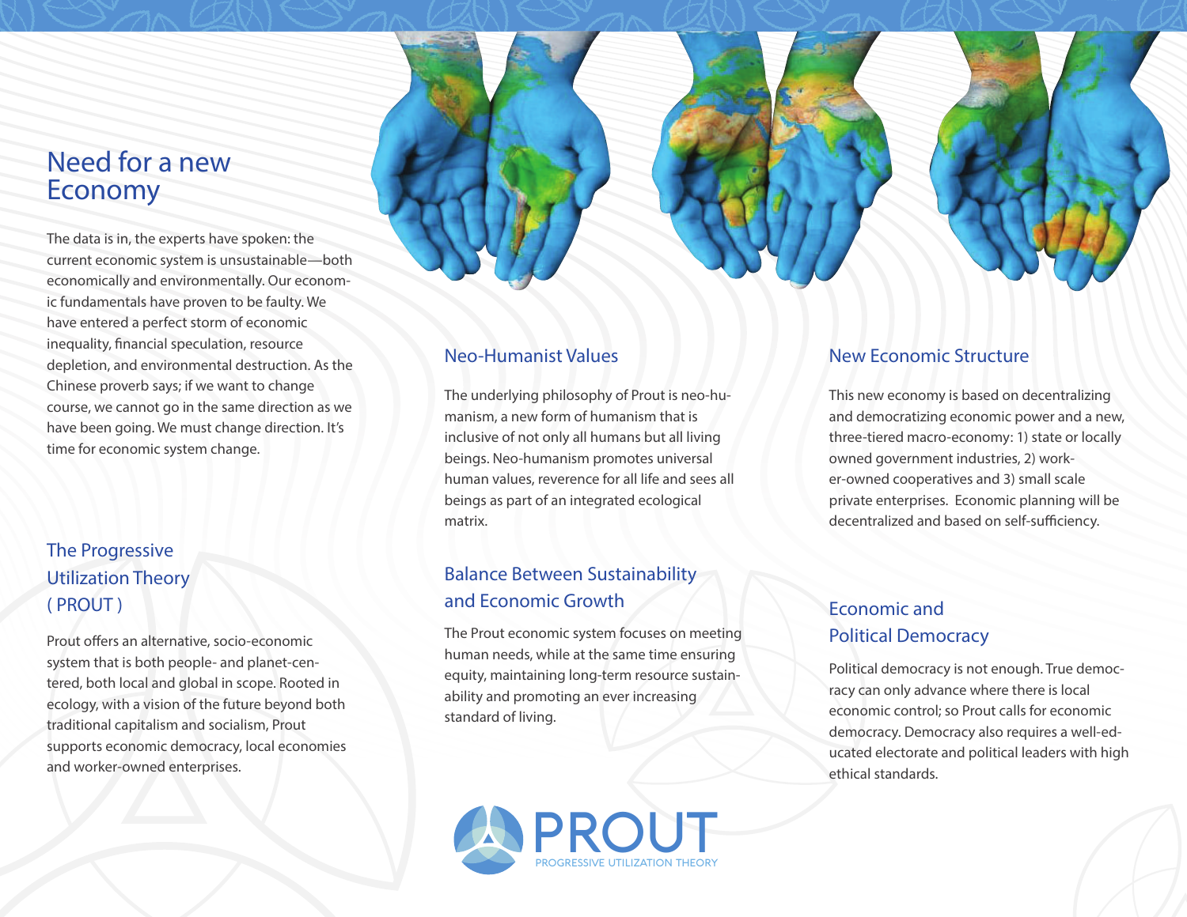## Need for a new Economy

The data is in, the experts have spoken: the current economic system is unsustainable—both economically and environmentally. Our economic fundamentals have proven to be faulty. We have entered a perfect storm of economic inequality, financial speculation, resource depletion, and environmental destruction. As the Chinese proverb says; if we want to change course, we cannot go in the same direction as we have been going. We must change direction. It's time for economic system change.

### The Progressive Utilization Theory ( PROUT )

Prout offers an alternative, socio-economic system that is both people- and planet-centered, both local and global in scope. Rooted in ecology, with a vision of the future beyond both traditional capitalism and socialism, Prout supports economic democracy, local economies and worker-owned enterprises.

### Neo-Humanist Values

The underlying philosophy of Prout is neo-humanism, a new form of humanism that is inclusive of not only all humans but all living beings. Neo-humanism promotes universal human values, reverence for all life and sees all beings as part of an integrated ecological matrix.

### Balance Between Sustainability and Economic Growth

The Prout economic system focuses on meeting human needs, while at the same time ensuring equity, maintaining long-term resource sustainability and promoting an ever increasing standard of living.

### New Economic Structure

This new economy is based on decentralizing and democratizing economic power and a new, three-tiered macro-economy: 1) state or locally owned government industries, 2) worker-owned cooperatives and 3) small scale private enterprises. Economic planning will be decentralized and based on self-sufficiency.

### Economic and Political Democracy

Political democracy is not enough. True democracy can only advance where there is local economic control; so Prout calls for economic democracy. Democracy also requires a well-educated electorate and political leaders with high ethical standards.

PROUT
PROGRESSIVE UTILIZATION THEORY